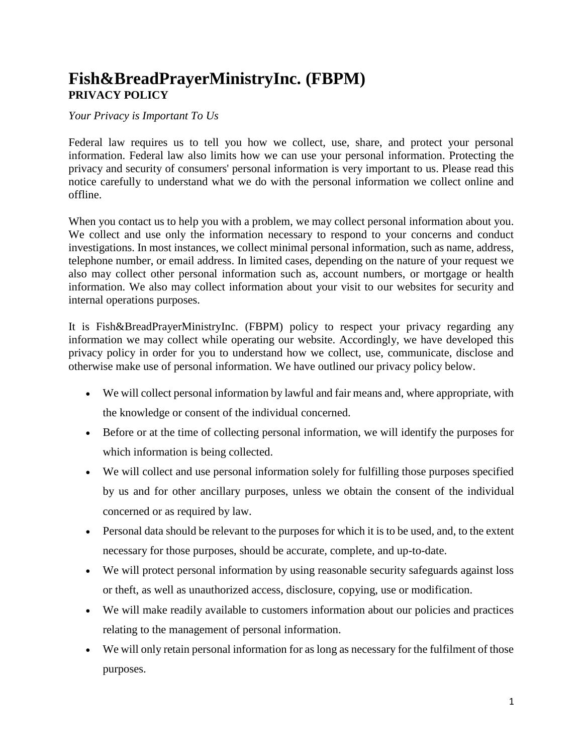# Fish&BreadPrayerMinistryInc. (FBPM)

## PRIVACY POLICY

*Your Privacy is Important To Us*

Federal law requires us to tell you how we collect, use, share, and protect your personal information. Federal law also limits how we can use your personal information. Protecting the privacy and security of consumers' personal information is very important to us. Please read this notice carefully to understand what we do with the personal information we collect online and offline.

When you contact us to help you with a problem, we may collect personal information about you. We collect and use only the information necessary to respond to your concerns and conduct investigations. In most instances, we collect minimal personal information, such as name, address, telephone number, or email address. In limited cases, depending on the nature of your request we also may collect other personal information such as, account numbers, or mortgage or health information. We also may collect information about your visit to our websites for security and internal operations purposes.

It is Fish&BreadPrayerMinistryInc. (FBPM) policy to respect your privacy regarding any information we may collect while operating our website. Accordingly, we have developed this privacy policy in order for you to understand how we collect, use, communicate, disclose and otherwise make use of personal information. We have outlined our privacy policy below.

- We will collect personal information by lawful and fair means and, where appropriate, with the knowledge or consent of the individual concerned.
- Before or at the time of collecting personal information, we will identify the purposes for which information is being collected.
- We will collect and use personal information solely for fulfilling those purposes specified by us and for other ancillary purposes, unless we obtain the consent of the individual concerned or as required by law.
- Personal data should be relevant to the purposes for which it is to be used, and, to the extent necessary for those purposes, should be accurate, complete, and up-to-date.
- We will protect personal information by using reasonable security safeguards against loss or theft, as well as unauthorized access, disclosure, copying, use or modification.
- We will make readily available to customers information about our policies and practices relating to the management of personal information.
- We will only retain personal information for as long as necessary for the fulfilment of those purposes.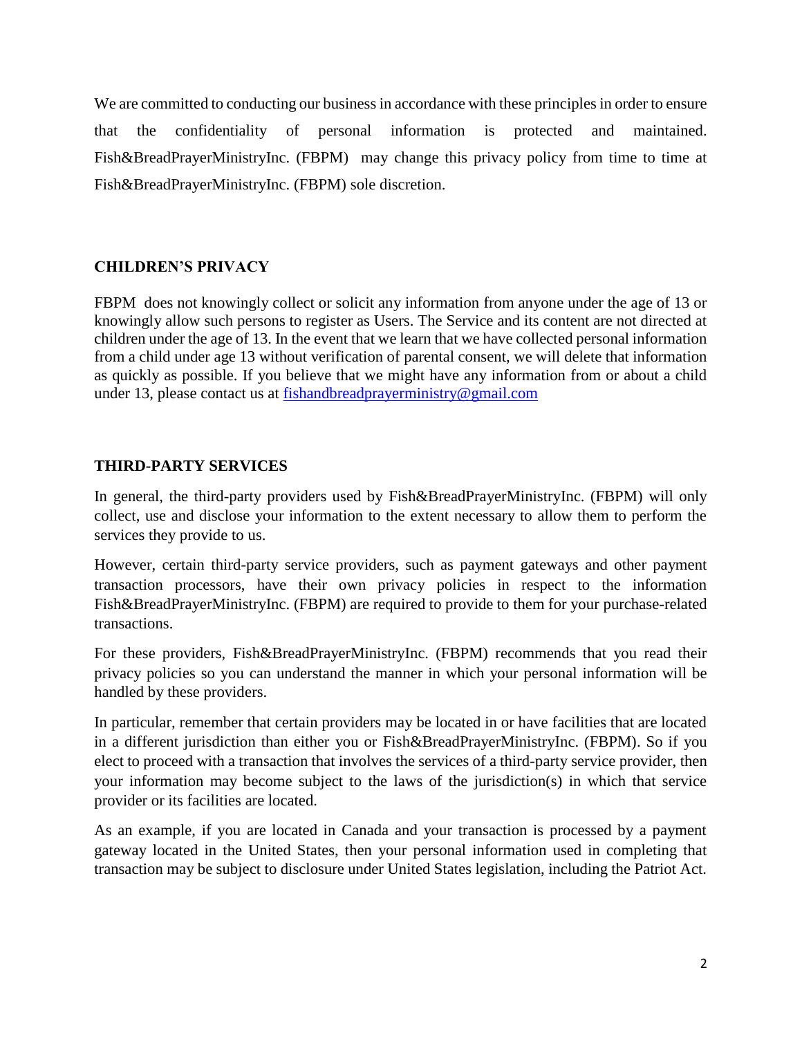We are committed to conducting our business in accordance with these principles in order to ensure that the confidentiality of personal information is protected and maintained. Fish&BreadPrayerMinistryInc. (FBPM) may change this privacy policy from time to time at Fish&BreadPrayerMinistryInc. (FBPM) sole discretion.

## CHILDREN'S PRIVACY

FBPM does not knowingly collect or solicit any information from anyone under the age of 13 or knowingly allow such persons to register as Users. The Service and its content are not directed at children under the age of 13. In the event that we learn that we have collected personal information from a child under age 13 without verification of parental consent, we will delete that information as quickly as possible. If you believe that we might have any information from or about a child under 13, please contact us at fishandbreadprayerministry@gmail.com

## THIRD-PARTY SERVICES

In general, the third-party providers used by Fish&BreadPrayerMinistryInc. (FBPM) will only collect, use and disclose your information to the extent necessary to allow them to perform the services they provide to us.

However, certain third-party service providers, such as payment gateways and other payment transaction processors, have their own privacy policies in respect to the information Fish&BreadPrayerMinistryInc. (FBPM) are required to provide to them for your purchase-related transactions.

For these providers, Fish&BreadPrayerMinistryInc. (FBPM) recommends that you read their privacy policies so you can understand the manner in which your personal information will be handled by these providers.

In particular, remember that certain providers may be located in or have facilities that are located in a different jurisdiction than either you or Fish&BreadPrayerMinistryInc. (FBPM). So if you elect to proceed with a transaction that involves the services of a third-party service provider, then your information may become subject to the laws of the jurisdiction(s) in which that service provider or its facilities are located.

As an example, if you are located in Canada and your transaction is processed by a payment gateway located in the United States, then your personal information used in completing that transaction may be subject to disclosure under United States legislation, including the Patriot Act.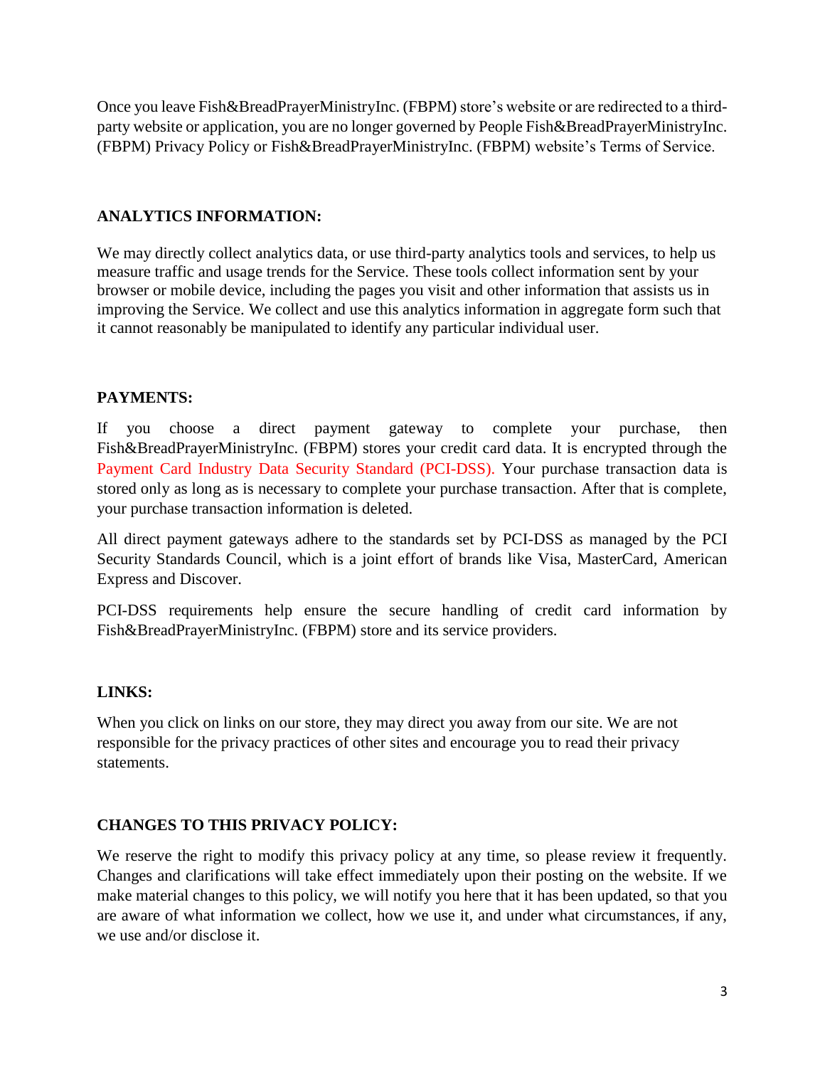Once you leave Fish&BreadPrayerMinistryInc. (FBPM) store's website or are redirected to a third-party website or application, you are no longer governed by People Fish&BreadPrayerMinistryInc. (FBPM) Privacy Policy or Fish&BreadPrayerMinistryInc. (FBPM) website's Terms of Service.

**ANALYTICS INFORMATION:**

We may directly collect analytics data, or use third-party analytics tools and services, to help us measure traffic and usage trends for the Service. These tools collect information sent by your browser or mobile device, including the pages you visit and other information that assists us in improving the Service. We collect and use this analytics information in aggregate form such that it cannot reasonably be manipulated to identify any particular individual user.

**PAYMENTS:**

If you choose a direct payment gateway to complete your purchase, then Fish&BreadPrayerMinistryInc. (FBPM) stores your credit card data. It is encrypted through the Payment Card Industry Data Security Standard (PCI-DSS). Your purchase transaction data is stored only as long as is necessary to complete your purchase transaction. After that is complete, your purchase transaction information is deleted.

All direct payment gateways adhere to the standards set by PCI-DSS as managed by the PCI Security Standards Council, which is a joint effort of brands like Visa, MasterCard, American Express and Discover.

PCI-DSS requirements help ensure the secure handling of credit card information by Fish&BreadPrayerMinistryInc. (FBPM) store and its service providers.

**LINKS:**

When you click on links on our store, they may direct you away from our site. We are not responsible for the privacy practices of other sites and encourage you to read their privacy statements.

**CHANGES TO THIS PRIVACY POLICY:**

We reserve the right to modify this privacy policy at any time, so please review it frequently. Changes and clarifications will take effect immediately upon their posting on the website. If we make material changes to this policy, we will notify you here that it has been updated, so that you are aware of what information we collect, how we use it, and under what circumstances, if any, we use and/or disclose it.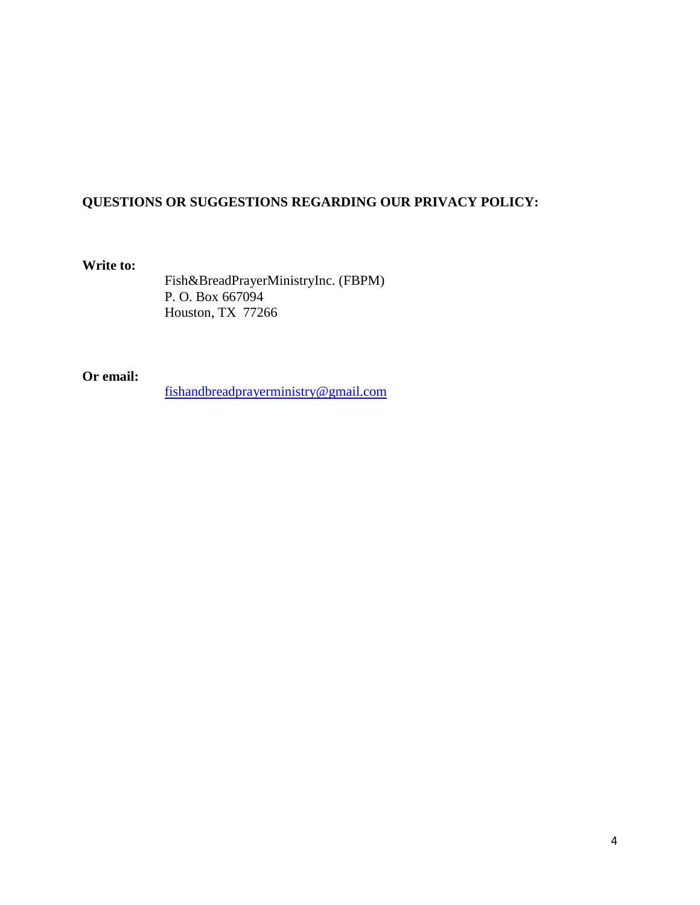**QUESTIONS OR SUGGESTIONS REGARDING OUR PRIVACY POLICY:**

**Write to:**

Fish&BreadPrayerMinistryInc. (FBPM)
P. O. Box 667094
Houston, TX 77266

**Or email:**

fishandbreadprayerministry@gmail.com